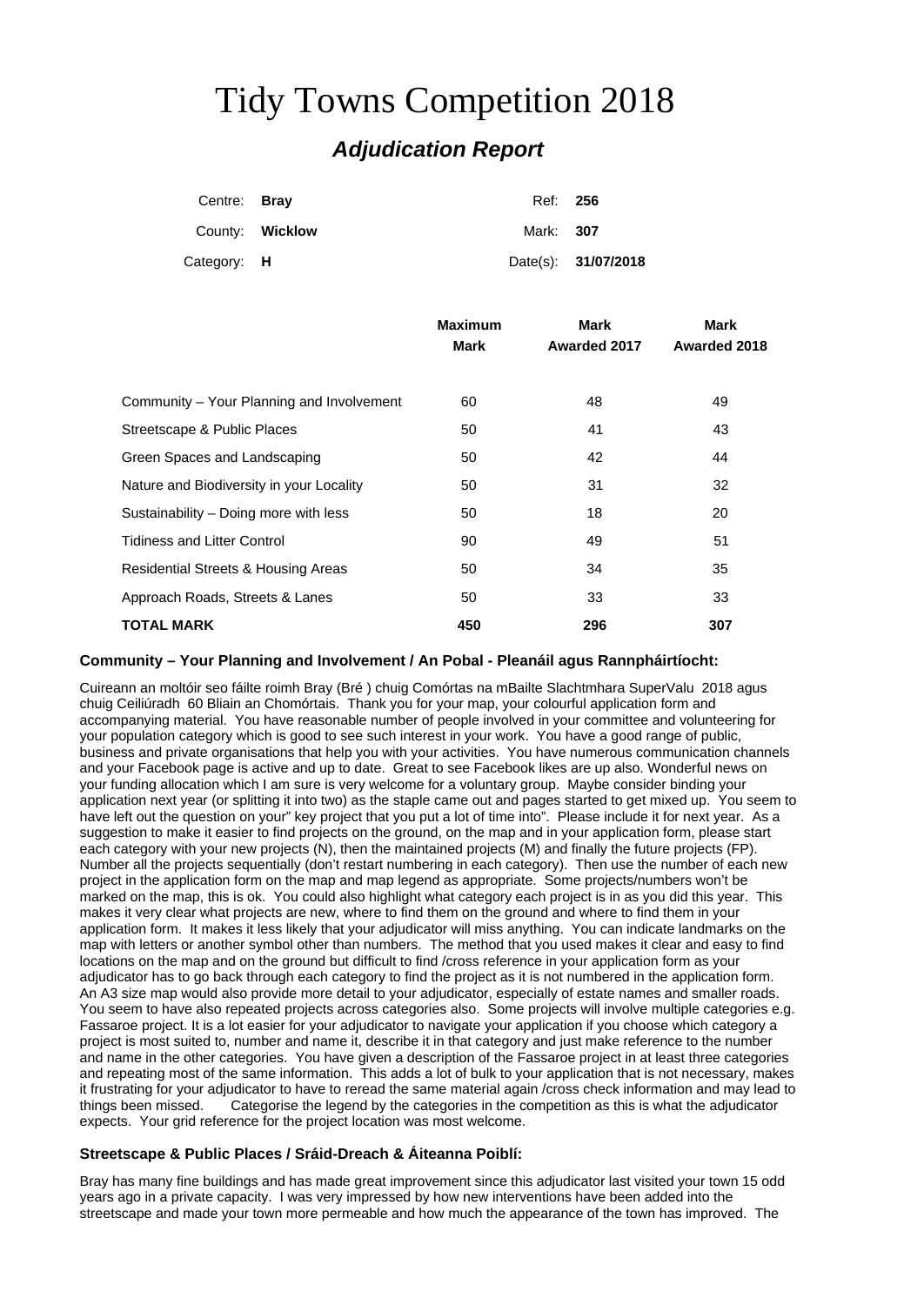# Tidy Towns Competition 2018

## *Adjudication Report*

| | | | |
|---|---|---|---|
| Centre: | **Bray** | Ref: | **256** |
| County: | **Wicklow** | Mark: | **307** |
| Category: | **H** | Date(s): | **31/07/2018** |

| | Maximum Mark | Mark Awarded 2017 | Mark Awarded 2018 |
|---|---|---|---|
| Community – Your Planning and Involvement | 60 | 48 | 49 |
| Streetscape & Public Places | 50 | 41 | 43 |
| Green Spaces and Landscaping | 50 | 42 | 44 |
| Nature and Biodiversity in your Locality | 50 | 31 | 32 |
| Sustainability – Doing more with less | 50 | 18 | 20 |
| Tidiness and Litter Control | 90 | 49 | 51 |
| Residential Streets & Housing Areas | 50 | 34 | 35 |
| Approach Roads, Streets & Lanes | 50 | 33 | 33 |
| **TOTAL MARK** | **450** | **296** | **307** |

### Community – Your Planning and Involvement / An Pobal - Pleanáil agus Rannpháirtíocht:

Cuireann an moltóir seo fáilte roimh Bray (Bré ) chuig Comórtas na mBailte Slachtmhara SuperValu 2018 agus chuig Ceiliúradh 60 Bliain an Chomórtais. Thank you for your map, your colourful application form and accompanying material. You have reasonable number of people involved in your committee and volunteering for your population category which is good to see such interest in your work. You have a good range of public, business and private organisations that help you with your activities. You have numerous communication channels and your Facebook page is active and up to date. Great to see Facebook likes are up also. Wonderful news on your funding allocation which I am sure is very welcome for a voluntary group. Maybe consider binding your application next year (or splitting it into two) as the staple came out and pages started to get mixed up. You seem to have left out the question on your" key project that you put a lot of time into". Please include it for next year. As a suggestion to make it easier to find projects on the ground, on the map and in your application form, please start each category with your new projects (N), then the maintained projects (M) and finally the future projects (FP). Number all the projects sequentially (don't restart numbering in each category). Then use the number of each new project in the application form on the map and map legend as appropriate. Some projects/numbers won't be marked on the map, this is ok. You could also highlight what category each project is in as you did this year. This makes it very clear what projects are new, where to find them on the ground and where to find them in your application form. It makes it less likely that your adjudicator will miss anything. You can indicate landmarks on the map with letters or another symbol other than numbers. The method that you used makes it clear and easy to find locations on the map and on the ground but difficult to find /cross reference in your application form as your adjudicator has to go back through each category to find the project as it is not numbered in the application form. An A3 size map would also provide more detail to your adjudicator, especially of estate names and smaller roads. You seem to have also repeated projects across categories also. Some projects will involve multiple categories e.g. Fassaroe project. It is a lot easier for your adjudicator to navigate your application if you choose which category a project is most suited to, number and name it, describe it in that category and just make reference to the number and name in the other categories. You have given a description of the Fassaroe project in at least three categories and repeating most of the same information. This adds a lot of bulk to your application that is not necessary, makes it frustrating for your adjudicator to have to reread the same material again /cross check information and may lead to things been missed. Categorise the legend by the categories in the competition as this is what the adjudicator expects. Your grid reference for the project location was most welcome.

### Streetscape & Public Places / Sráid-Dreach & Áiteanna Poiblí:

Bray has many fine buildings and has made great improvement since this adjudicator last visited your town 15 odd years ago in a private capacity. I was very impressed by how new interventions have been added into the streetscape and made your town more permeable and how much the appearance of the town has improved. The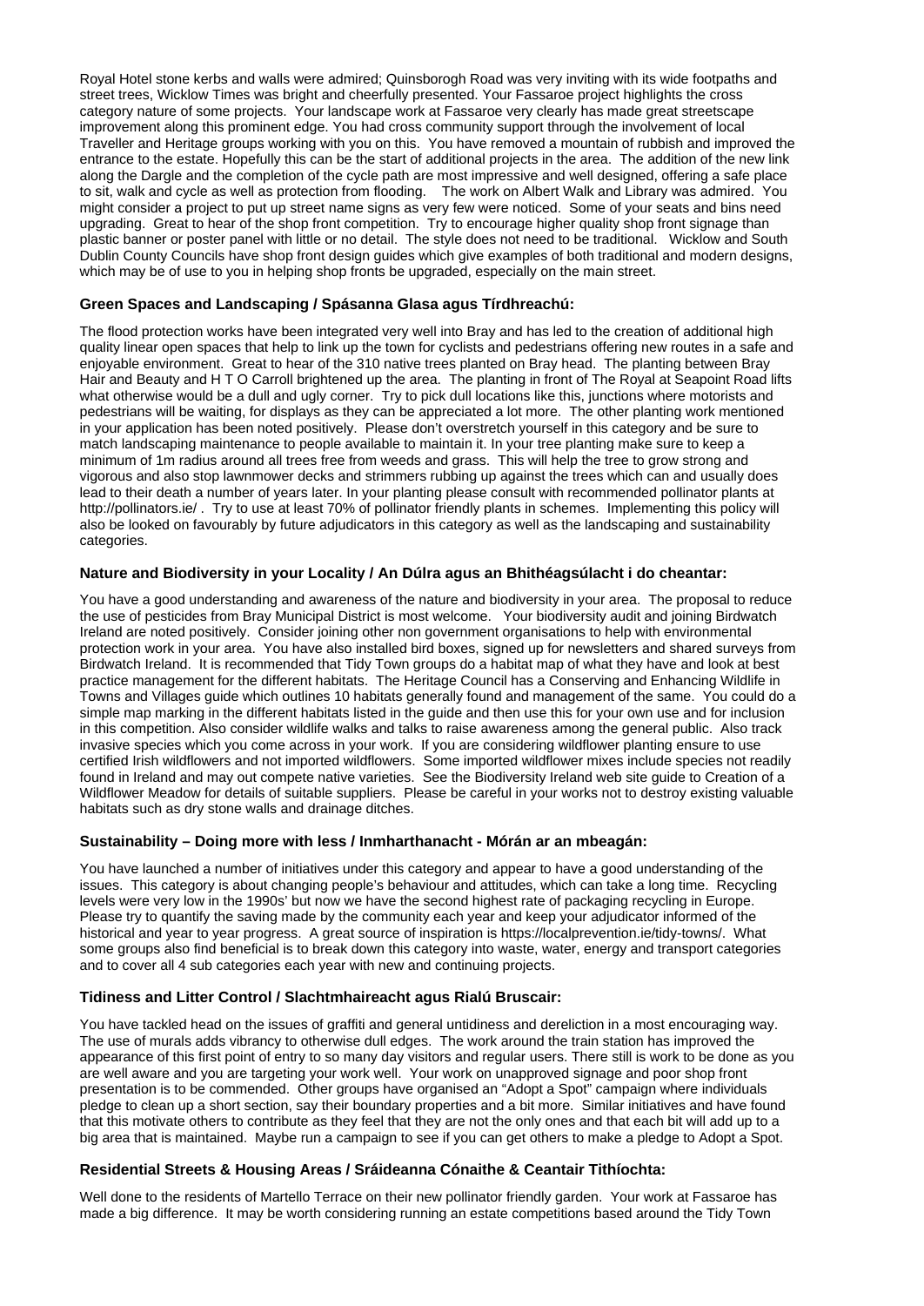Royal Hotel stone kerbs and walls were admired; Quinsborogh Road was very inviting with its wide footpaths and street trees, Wicklow Times was bright and cheerfully presented. Your Fassaroe project highlights the cross category nature of some projects. Your landscape work at Fassaroe very clearly has made great streetscape improvement along this prominent edge. You had cross community support through the involvement of local Traveller and Heritage groups working with you on this. You have removed a mountain of rubbish and improved the entrance to the estate. Hopefully this can be the start of additional projects in the area. The addition of the new link along the Dargle and the completion of the cycle path are most impressive and well designed, offering a safe place to sit, walk and cycle as well as protection from flooding. The work on Albert Walk and Library was admired. You might consider a project to put up street name signs as very few were noticed. Some of your seats and bins need upgrading. Great to hear of the shop front competition. Try to encourage higher quality shop front signage than plastic banner or poster panel with little or no detail. The style does not need to be traditional. Wicklow and South Dublin County Councils have shop front design guides which give examples of both traditional and modern designs, which may be of use to you in helping shop fronts be upgraded, especially on the main street.

### Green Spaces and Landscaping / Spásanna Glasa agus Tírdhreachú:

The flood protection works have been integrated very well into Bray and has led to the creation of additional high quality linear open spaces that help to link up the town for cyclists and pedestrians offering new routes in a safe and enjoyable environment. Great to hear of the 310 native trees planted on Bray head. The planting between Bray Hair and Beauty and H T O Carroll brightened up the area. The planting in front of The Royal at Seapoint Road lifts what otherwise would be a dull and ugly corner. Try to pick dull locations like this, junctions where motorists and pedestrians will be waiting, for displays as they can be appreciated a lot more. The other planting work mentioned in your application has been noted positively. Please don't overstretch yourself in this category and be sure to match landscaping maintenance to people available to maintain it. In your tree planting make sure to keep a minimum of 1m radius around all trees free from weeds and grass. This will help the tree to grow strong and vigorous and also stop lawnmower decks and strimmers rubbing up against the trees which can and usually does lead to their death a number of years later. In your planting please consult with recommended pollinator plants at http://pollinators.ie/ . Try to use at least 70% of pollinator friendly plants in schemes. Implementing this policy will also be looked on favourably by future adjudicators in this category as well as the landscaping and sustainability categories.

### Nature and Biodiversity in your Locality / An Dúlra agus an Bhithéagsúlacht i do cheantar:

You have a good understanding and awareness of the nature and biodiversity in your area. The proposal to reduce the use of pesticides from Bray Municipal District is most welcome. Your biodiversity audit and joining Birdwatch Ireland are noted positively. Consider joining other non government organisations to help with environmental protection work in your area. You have also installed bird boxes, signed up for newsletters and shared surveys from Birdwatch Ireland. It is recommended that Tidy Town groups do a habitat map of what they have and look at best practice management for the different habitats. The Heritage Council has a Conserving and Enhancing Wildlife in Towns and Villages guide which outlines 10 habitats generally found and management of the same. You could do a simple map marking in the different habitats listed in the guide and then use this for your own use and for inclusion in this competition. Also consider wildlife walks and talks to raise awareness among the general public. Also track invasive species which you come across in your work. If you are considering wildflower planting ensure to use certified Irish wildflowers and not imported wildflowers. Some imported wildflower mixes include species not readily found in Ireland and may out compete native varieties. See the Biodiversity Ireland web site guide to Creation of a Wildflower Meadow for details of suitable suppliers. Please be careful in your works not to destroy existing valuable habitats such as dry stone walls and drainage ditches.

### Sustainability – Doing more with less / Inmharthanacht - Mórán ar an mbeagán:

You have launched a number of initiatives under this category and appear to have a good understanding of the issues. This category is about changing people's behaviour and attitudes, which can take a long time. Recycling levels were very low in the 1990s' but now we have the second highest rate of packaging recycling in Europe. Please try to quantify the saving made by the community each year and keep your adjudicator informed of the historical and year to year progress. A great source of inspiration is https://localprevention.ie/tidy-towns/. What some groups also find beneficial is to break down this category into waste, water, energy and transport categories and to cover all 4 sub categories each year with new and continuing projects.

### Tidiness and Litter Control / Slachtmhaireacht agus Rialú Bruscair:

You have tackled head on the issues of graffiti and general untidiness and dereliction in a most encouraging way. The use of murals adds vibrancy to otherwise dull edges. The work around the train station has improved the appearance of this first point of entry to so many day visitors and regular users. There still is work to be done as you are well aware and you are targeting your work well. Your work on unapproved signage and poor shop front presentation is to be commended. Other groups have organised an "Adopt a Spot" campaign where individuals pledge to clean up a short section, say their boundary properties and a bit more. Similar initiatives and have found that this motivate others to contribute as they feel that they are not the only ones and that each bit will add up to a big area that is maintained. Maybe run a campaign to see if you can get others to make a pledge to Adopt a Spot.

### Residential Streets & Housing Areas / Sráideanna Cónaithe & Ceantair Tithíochta:

Well done to the residents of Martello Terrace on their new pollinator friendly garden. Your work at Fassaroe has made a big difference. It may be worth considering running an estate competitions based around the Tidy Town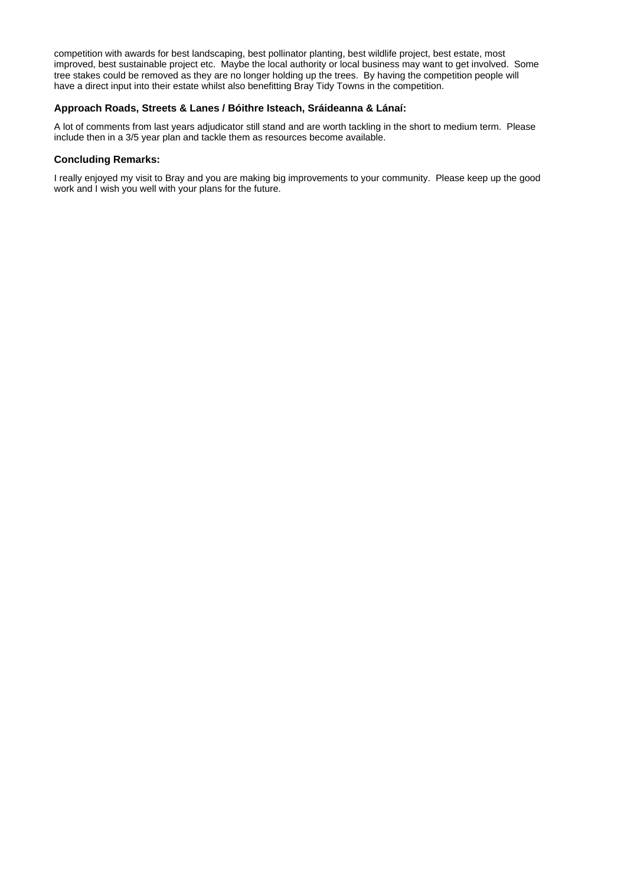competition with awards for best landscaping, best pollinator planting, best wildlife project, best estate, most improved, best sustainable project etc.  Maybe the local authority or local business may want to get involved.  Some tree stakes could be removed as they are no longer holding up the trees.  By having the competition people will have a direct input into their estate whilst also benefitting Bray Tidy Towns in the competition.

### Approach Roads, Streets & Lanes / Bóithre Isteach, Sráideanna & Lánaí:

A lot of comments from last years adjudicator still stand and are worth tackling in the short to medium term.  Please include then in a 3/5 year plan and tackle them as resources become available.

### Concluding Remarks:

I really enjoyed my visit to Bray and you are making big improvements to your community.  Please keep up the good work and I wish you well with your plans for the future.